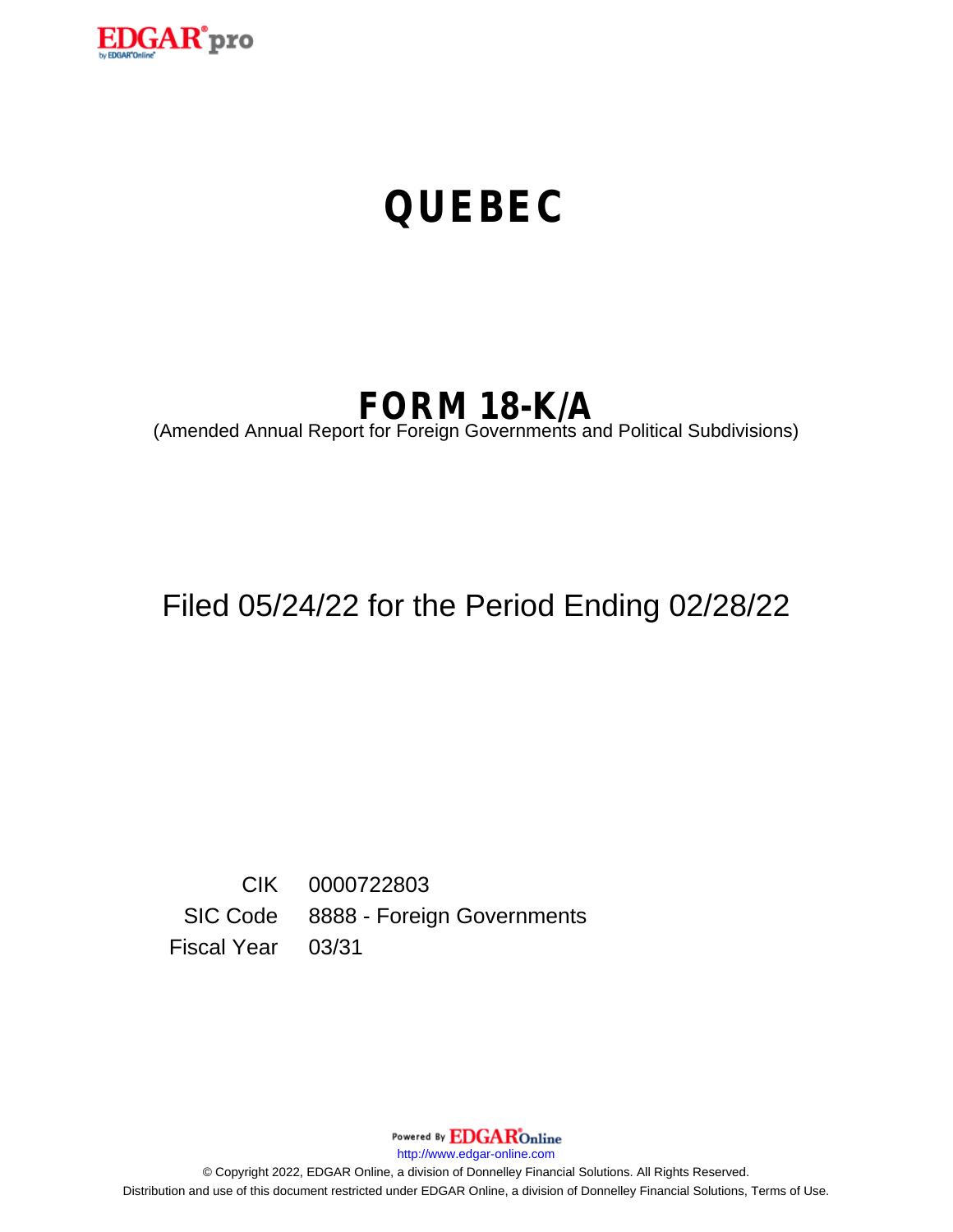# QUEBEC

## FORM 18-K/A

(Amended Annual Report for Foreign Governments and Political Subdivisions)

Filed 05/24/22 for the Period Ending 02/28/22

| | |
|---|---|
| CIK | 0000722803 |
| SIC Code | 8888 - Foreign Governments |
| Fiscal Year | 03/31 |

Powered By EDGAR Online

http://www.edgar-online.com

© Copyright 2022, EDGAR Online, a division of Donnelley Financial Solutions. All Rights Reserved.
Distribution and use of this document restricted under EDGAR Online, a division of Donnelley Financial Solutions, Terms of Use.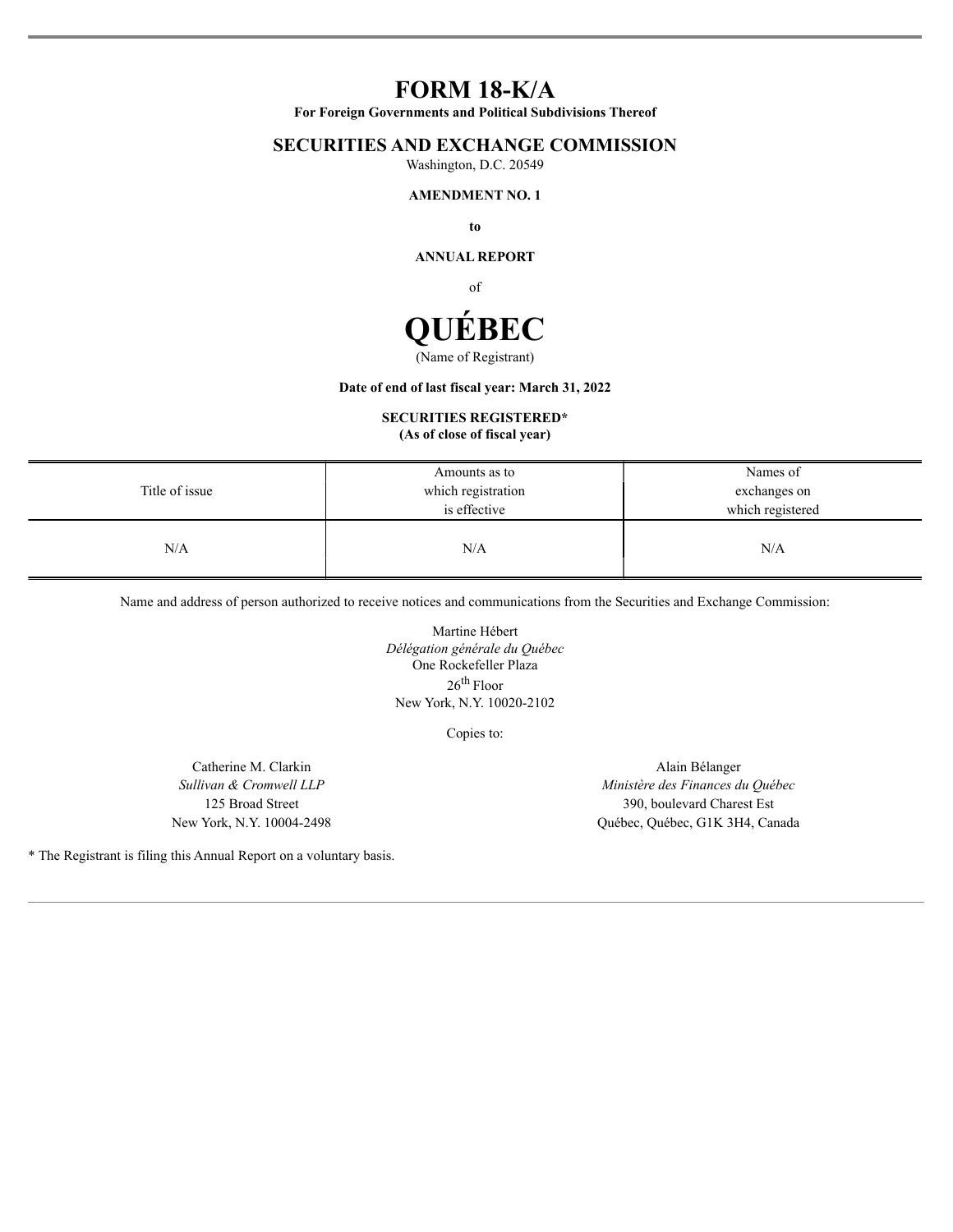# FORM 18-K/A

**For Foreign Governments and Political Subdivisions Thereof**

## SECURITIES AND EXCHANGE COMMISSION

Washington, D.C. 20549

**AMENDMENT NO. 1**

**to**

**ANNUAL REPORT**

of

# QUÉBEC

(Name of Registrant)

**Date of end of last fiscal year: March 31, 2022**

**SECURITIES REGISTERED***
**(As of close of fiscal year)**

| Title of issue | Amounts as to which registration is effective | Names of exchanges on which registered |
|---|---|---|
| N/A | N/A | N/A |

Name and address of person authorized to receive notices and communications from the Securities and Exchange Commission:

Martine Hébert
*Délégation générale du Québec*
One Rockefeller Plaza
26th Floor
New York, N.Y. 10020-2102

Copies to:

Catherine M. Clarkin
*Sullivan & Cromwell LLP*
125 Broad Street
New York, N.Y. 10004-2498

Alain Bélanger
*Ministère des Finances du Québec*
390, boulevard Charest Est
Québec, Québec, G1K 3H4, Canada

* The Registrant is filing this Annual Report on a voluntary basis.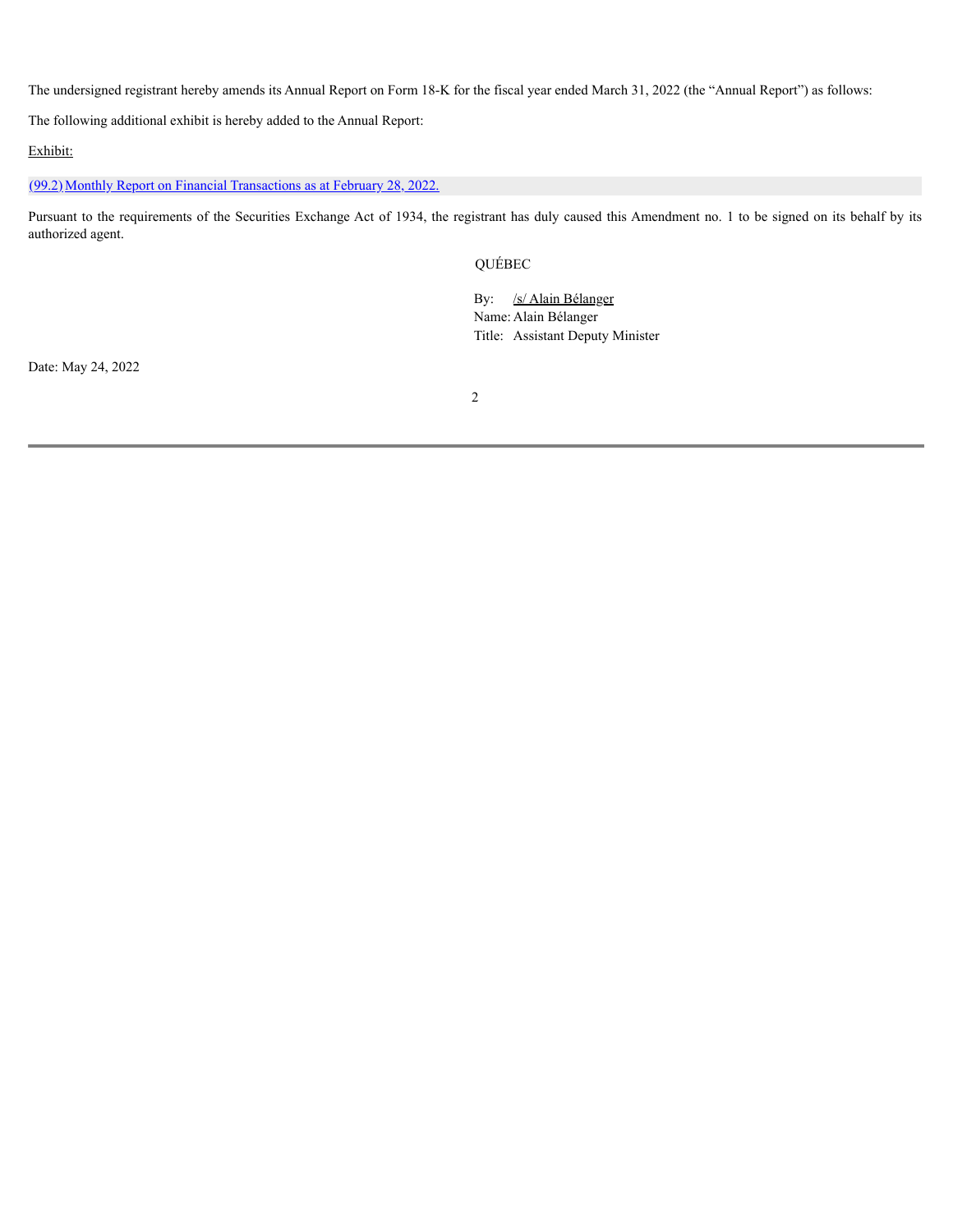The undersigned registrant hereby amends its Annual Report on Form 18-K for the fiscal year ended March 31, 2022 (the “Annual Report”) as follows:

The following additional exhibit is hereby added to the Annual Report:

Exhibit:

(99.2) Monthly Report on Financial Transactions as at February 28, 2022.

Pursuant to the requirements of the Securities Exchange Act of 1934, the registrant has duly caused this Amendment no. 1 to be signed on its behalf by its authorized agent.

QUÉBEC

By: /s/ Alain Bélanger
Name: Alain Bélanger
Title: Assistant Deputy Minister

Date: May 24, 2022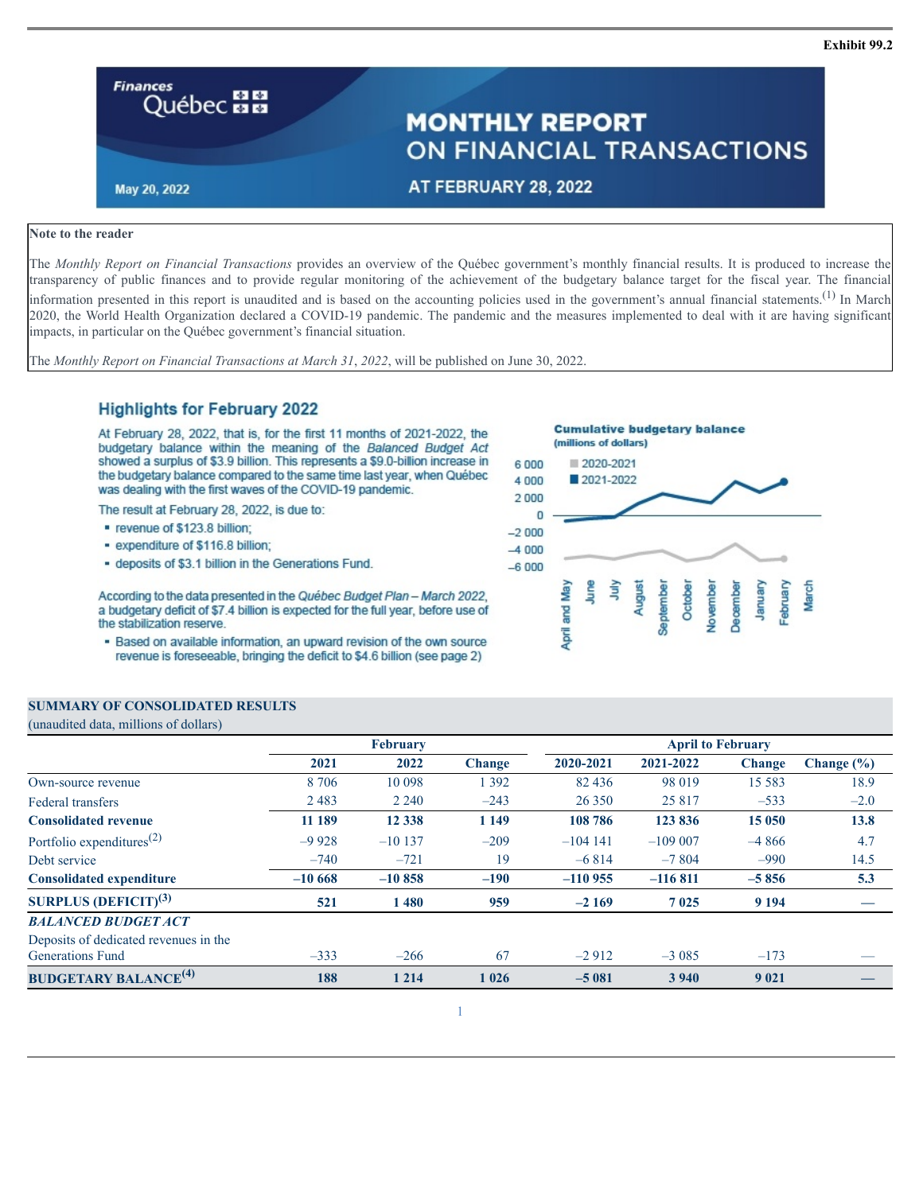Exhibit 99.2

# MONTHLY REPORT ON FINANCIAL TRANSACTIONS AT FEBRUARY 28, 2022

Finances Québec

May 20, 2022

**Note to the reader**

The *Monthly Report on Financial Transactions* provides an overview of the Québec government's monthly financial results. It is produced to increase the transparency of public finances and to provide regular monitoring of the achievement of the budgetary balance target for the fiscal year. The financial information presented in this report is unaudited and is based on the accounting policies used in the government's annual financial statements.(1) In March 2020, the World Health Organization declared a COVID-19 pandemic. The pandemic and the measures implemented to deal with it are having significant impacts, in particular on the Québec government's financial situation.

The *Monthly Report on Financial Transactions at March 31, 2022*, will be published on June 30, 2022.

## Highlights for February 2022

At February 28, 2022, that is, for the first 11 months of 2021-2022, the budgetary balance within the meaning of the *Balanced Budget Act* showed a surplus of $3.9 billion. This represents a $9.0-billion increase in the budgetary balance compared to the same time last year, when Québec was dealing with the first waves of the COVID-19 pandemic.

The result at February 28, 2022, is due to:

- revenue of $123.8 billion;
- expenditure of $116.8 billion;
- deposits of $3.1 billion in the Generations Fund.

According to the data presented in the *Québec Budget Plan – March 2022*, a budgetary deficit of $7.4 billion is expected for the full year, before use of the stabilization reserve.

- Based on available information, an upward revision of the own source revenue is foreseeable, bringing the deficit to $4.6 billion (see page 2)

**Cumulative budgetary balance**
(millions of dollars)

2020-2021 / 2021-2022

April and May, June, July, August, September, October, November, December, January, February, March

### SUMMARY OF CONSOLIDATED RESULTS

(unaudited data, millions of dollars)

| | February | | | April to February | | | |
|---|---|---|---|---|---|---|---|
| | 2021 | 2022 | Change | 2020-2021 | 2021-2022 | Change | Change (%) |
| Own-source revenue | 8 706 | 10 098 | 1 392 | 82 436 | 98 019 | 15 583 | 18.9 |
| Federal transfers | 2 483 | 2 240 | –243 | 26 350 | 25 817 | –533 | –2.0 |
| **Consolidated revenue** | **11 189** | **12 338** | **1 149** | **108 786** | **123 836** | **15 050** | **13.8** |
| Portfolio expenditures(2) | –9 928 | –10 137 | –209 | –104 141 | –109 007 | –4 866 | 4.7 |
| Debt service | –740 | –721 | 19 | –6 814 | –7 804 | –990 | 14.5 |
| **Consolidated expenditure** | **–10 668** | **–10 858** | **–190** | **–110 955** | **–116 811** | **–5 856** | **5.3** |
| **SURPLUS (DEFICIT)(3)** | **521** | **1 480** | **959** | **–2 169** | **7 025** | **9 194** | **—** |
| ***BALANCED BUDGET ACT*** | | | | | | | |
| Deposits of dedicated revenues in the Generations Fund | –333 | –266 | 67 | –2 912 | –3 085 | –173 | — |
| **BUDGETARY BALANCE(4)** | **188** | **1 214** | **1 026** | **–5 081** | **3 940** | **9 021** | **—** |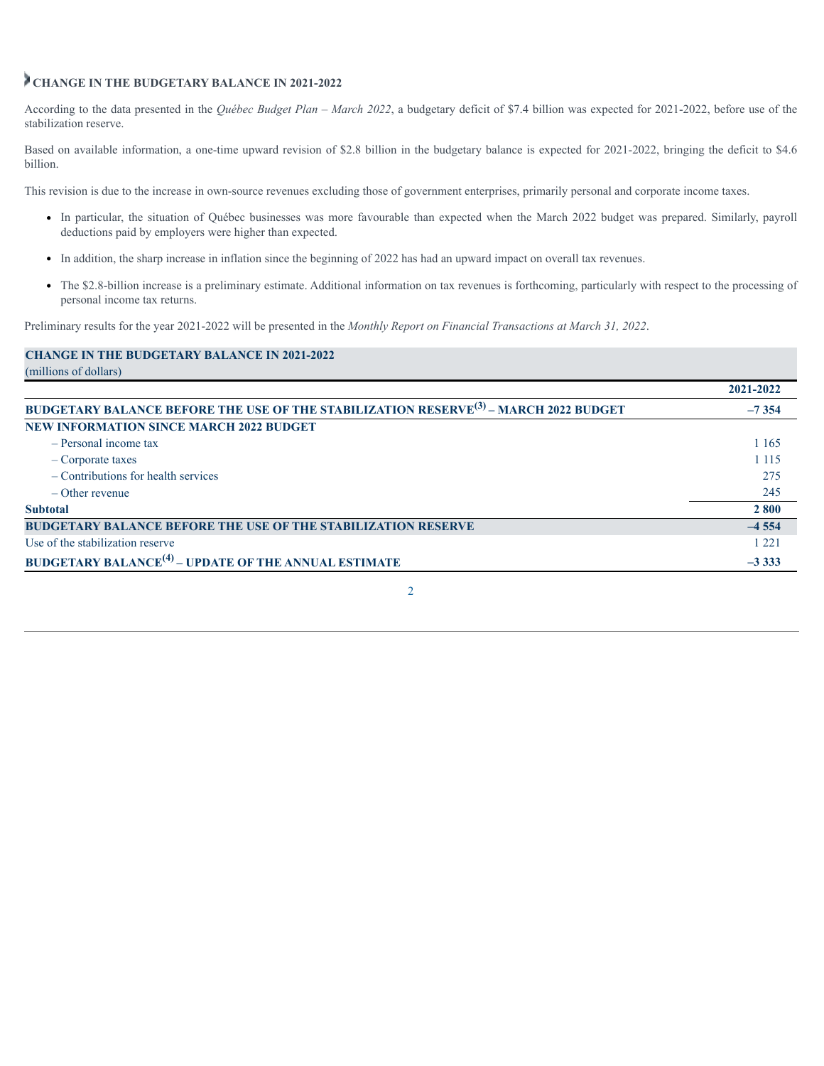## CHANGE IN THE BUDGETARY BALANCE IN 2021-2022

According to the data presented in the *Québec Budget Plan – March 2022*, a budgetary deficit of $7.4 billion was expected for 2021-2022, before use of the stabilization reserve.

Based on available information, a one-time upward revision of $2.8 billion in the budgetary balance is expected for 2021-2022, bringing the deficit to $4.6 billion.

This revision is due to the increase in own-source revenues excluding those of government enterprises, primarily personal and corporate income taxes.

- In particular, the situation of Québec businesses was more favourable than expected when the March 2022 budget was prepared. Similarly, payroll deductions paid by employers were higher than expected.
- In addition, the sharp increase in inflation since the beginning of 2022 has had an upward impact on overall tax revenues.
- The $2.8-billion increase is a preliminary estimate. Additional information on tax revenues is forthcoming, particularly with respect to the processing of personal income tax returns.

Preliminary results for the year 2021-2022 will be presented in the *Monthly Report on Financial Transactions at March 31, 2022*.

**CHANGE IN THE BUDGETARY BALANCE IN 2021-2022**
(millions of dollars)

| | 2021-2022 |
|---|---|
| **BUDGETARY BALANCE BEFORE THE USE OF THE STABILIZATION RESERVE[3] – MARCH 2022 BUDGET** | **–7 354** |
| **NEW INFORMATION SINCE MARCH 2022 BUDGET** | |
| – Personal income tax | 1 165 |
| – Corporate taxes | 1 115 |
| – Contributions for health services | 275 |
| – Other revenue | 245 |
| **Subtotal** | **2 800** |
| **BUDGETARY BALANCE BEFORE THE USE OF THE STABILIZATION RESERVE** | **–4 554** |
| Use of the stabilization reserve | 1 221 |
| **BUDGETARY BALANCE[4] – UPDATE OF THE ANNUAL ESTIMATE** | **–3 333** |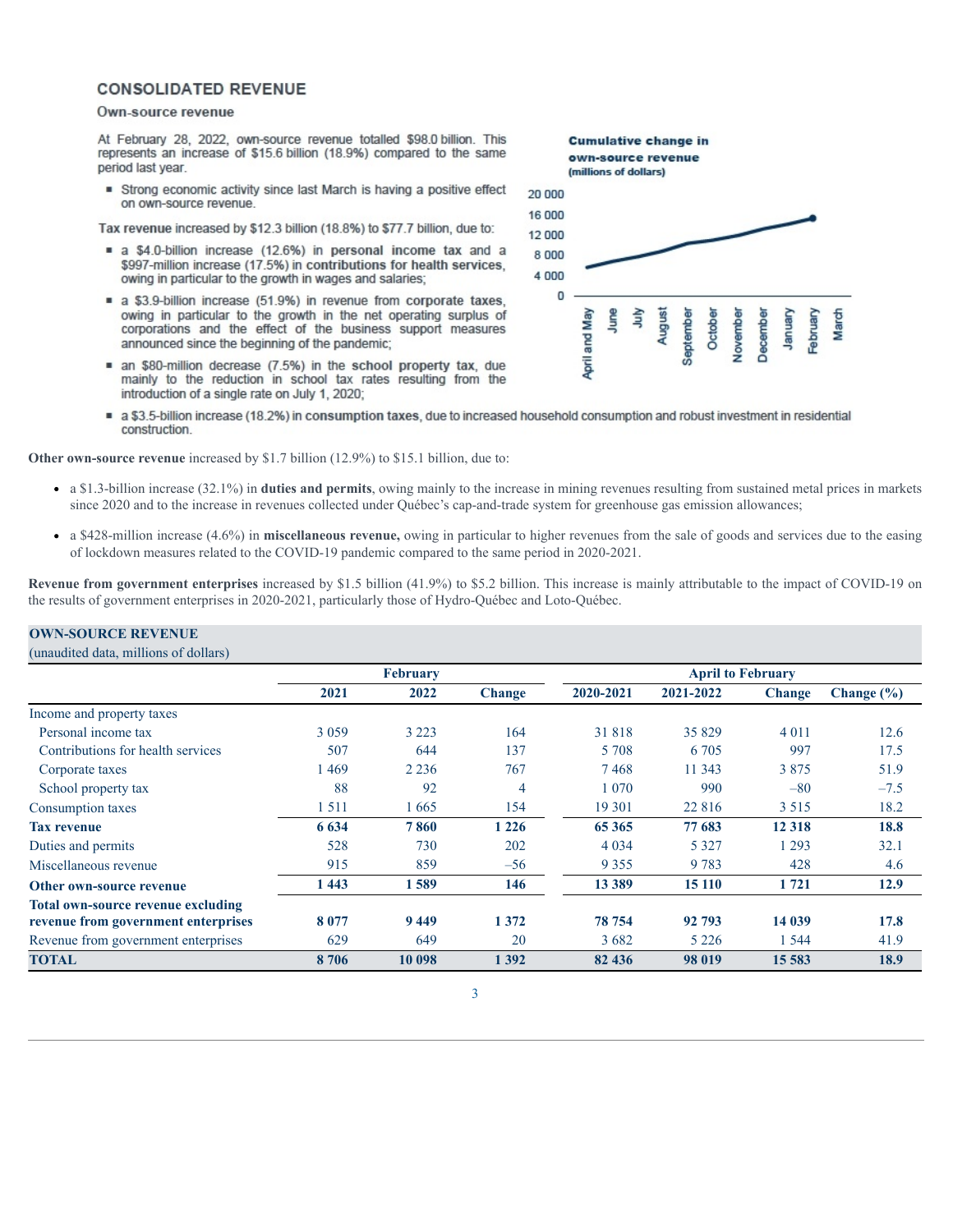## CONSOLIDATED REVENUE

### Own-source revenue

At February 28, 2022, own-source revenue totalled $98.0 billion. This represents an increase of $15.6 billion (18.9%) compared to the same period last year.

- Strong economic activity since last March is having a positive effect on own-source revenue.

**Tax revenue** increased by $12.3 billion (18.8%) to $77.7 billion, due to:

- a $4.0-billion increase (12.6%) in **personal income tax** and a $997-million increase (17.5%) in **contributions for health services**, owing in particular to the growth in wages and salaries;
- a $3.9-billion increase (51.9%) in revenue from **corporate taxes**, owing in particular to the growth in the net operating surplus of corporations and the effect of the business support measures announced since the beginning of the pandemic;
- an $80-million decrease (7.5%) in the **school property tax**, due mainly to the reduction in school tax rates resulting from the introduction of a single rate on July 1, 2020;
- a $3.5-billion increase (18.2%) in **consumption taxes**, due to increased household consumption and robust investment in residential construction.

**Cumulative change in own-source revenue**
(millions of dollars)

**Other own-source revenue** increased by $1.7 billion (12.9%) to $15.1 billion, due to:

- a $1.3-billion increase (32.1%) in **duties and permits**, owing mainly to the increase in mining revenues resulting from sustained metal prices in markets since 2020 and to the increase in revenues collected under Québec's cap-and-trade system for greenhouse gas emission allowances;
- a $428-million increase (4.6%) in **miscellaneous revenue,** owing in particular to higher revenues from the sale of goods and services due to the easing of lockdown measures related to the COVID-19 pandemic compared to the same period in 2020-2021.

**Revenue from government enterprises** increased by $1.5 billion (41.9%) to $5.2 billion. This increase is mainly attributable to the impact of COVID-19 on the results of government enterprises in 2020-2021, particularly those of Hydro-Québec and Loto-Québec.

**OWN-SOURCE REVENUE**
(unaudited data, millions of dollars)

| | February | | | April to February | | | |
|---|---|---|---|---|---|---|---|
| | 2021 | 2022 | Change | 2020-2021 | 2021-2022 | Change | Change (%) |
| Income and property taxes | | | | | | | |
| Personal income tax | 3 059 | 3 223 | 164 | 31 818 | 35 829 | 4 011 | 12.6 |
| Contributions for health services | 507 | 644 | 137 | 5 708 | 6 705 | 997 | 17.5 |
| Corporate taxes | 1 469 | 2 236 | 767 | 7 468 | 11 343 | 3 875 | 51.9 |
| School property tax | 88 | 92 | 4 | 1 070 | 990 | –80 | –7.5 |
| Consumption taxes | 1 511 | 1 665 | 154 | 19 301 | 22 816 | 3 515 | 18.2 |
| **Tax revenue** | **6 634** | **7 860** | **1 226** | **65 365** | **77 683** | **12 318** | **18.8** |
| Duties and permits | 528 | 730 | 202 | 4 034 | 5 327 | 1 293 | 32.1 |
| Miscellaneous revenue | 915 | 859 | –56 | 9 355 | 9 783 | 428 | 4.6 |
| **Other own-source revenue** | **1 443** | **1 589** | **146** | **13 389** | **15 110** | **1 721** | **12.9** |
| **Total own-source revenue excluding revenue from government enterprises** | **8 077** | **9 449** | **1 372** | **78 754** | **92 793** | **14 039** | **17.8** |
| Revenue from government enterprises | 629 | 649 | 20 | 3 682 | 5 226 | 1 544 | 41.9 |
| **TOTAL** | **8 706** | **10 098** | **1 392** | **82 436** | **98 019** | **15 583** | **18.9** |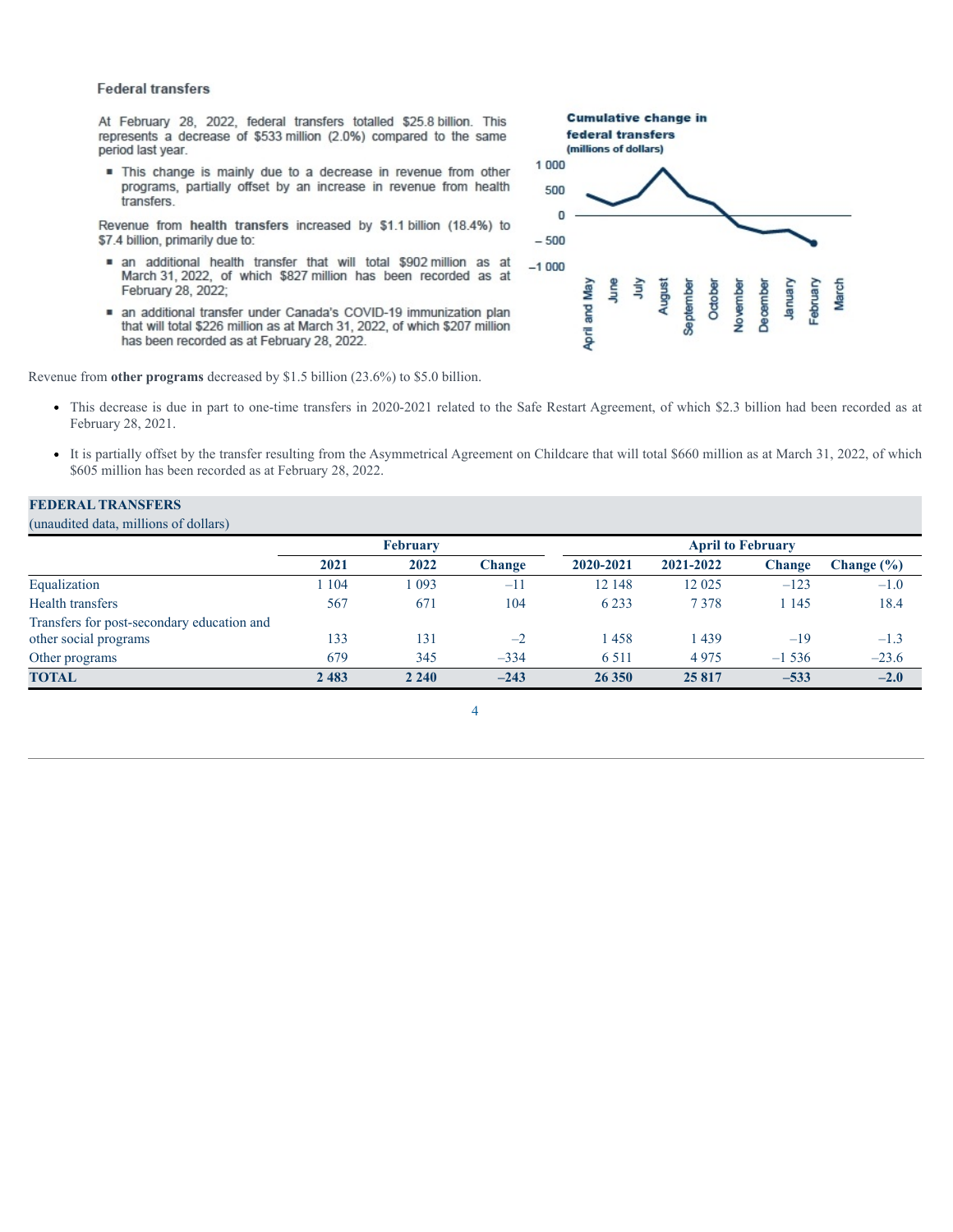### Federal transfers

At February 28, 2022, federal transfers totalled $25.8 billion. This represents a decrease of $533 million (2.0%) compared to the same period last year.

- This change is mainly due to a decrease in revenue from other programs, partially offset by an increase in revenue from health transfers.

Revenue from **health transfers** increased by $1.1 billion (18.4%) to $7.4 billion, primarily due to:

- an additional health transfer that will total $902 million as at March 31, 2022, of which $827 million has been recorded as at February 28, 2022;
- an additional transfer under Canada's COVID-19 immunization plan that will total $226 million as at March 31, 2022, of which $207 million has been recorded as at February 28, 2022.

**Cumulative change in federal transfers**
(millions of dollars)

Revenue from **other programs** decreased by $1.5 billion (23.6%) to $5.0 billion.

- This decrease is due in part to one-time transfers in 2020-2021 related to the Safe Restart Agreement, of which $2.3 billion had been recorded as at February 28, 2021.
- It is partially offset by the transfer resulting from the Asymmetrical Agreement on Childcare that will total $660 million as at March 31, 2022, of which $605 million has been recorded as at February 28, 2022.

**FEDERAL TRANSFERS**
(unaudited data, millions of dollars)

| | February | | | April to February | | | |
|---|---|---|---|---|---|---|---|
| | 2021 | 2022 | Change | 2020-2021 | 2021-2022 | Change | Change (%) |
| Equalization | 1 104 | 1 093 | –11 | 12 148 | 12 025 | –123 | –1.0 |
| Health transfers | 567 | 671 | 104 | 6 233 | 7 378 | 1 145 | 18.4 |
| Transfers for post-secondary education and other social programs | 133 | 131 | –2 | 1 458 | 1 439 | –19 | –1.3 |
| Other programs | 679 | 345 | –334 | 6 511 | 4 975 | –1 536 | –23.6 |
| **TOTAL** | **2 483** | **2 240** | **–243** | **26 350** | **25 817** | **–533** | **–2.0** |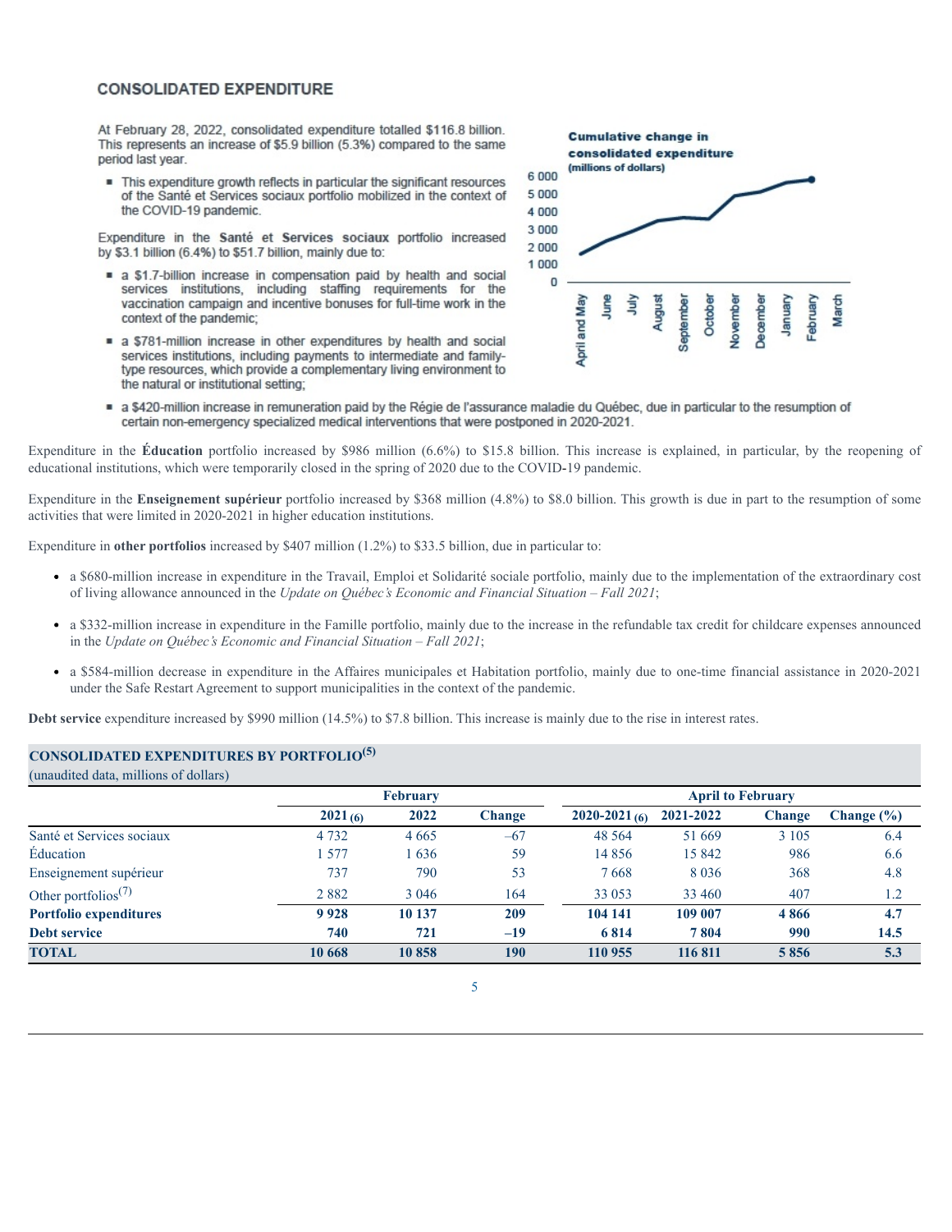## CONSOLIDATED EXPENDITURE

At February 28, 2022, consolidated expenditure totalled $116.8 billion. This represents an increase of $5.9 billion (5.3%) compared to the same period last year.

- This expenditure growth reflects in particular the significant resources of the Santé et Services sociaux portfolio mobilized in the context of the COVID-19 pandemic.

Expenditure in the **Santé et Services sociaux** portfolio increased by $3.1 billion (6.4%) to $51.7 billion, mainly due to:

- a $1.7-billion increase in compensation paid by health and social services institutions, including staffing requirements for the vaccination campaign and incentive bonuses for full-time work in the context of the pandemic;
- a $781-million increase in other expenditures by health and social services institutions, including payments to intermediate and family-type resources, which provide a complementary living environment to the natural or institutional setting;
- a $420-million increase in remuneration paid by the Régie de l'assurance maladie du Québec, due in particular to the resumption of certain non-emergency specialized medical interventions that were postponed in 2020-2021.

**Cumulative change in consolidated expenditure**
(millions of dollars)

Expenditure in the **Éducation** portfolio increased by $986 million (6.6%) to $15.8 billion. This increase is explained, in particular, by the reopening of educational institutions, which were temporarily closed in the spring of 2020 due to the COVID-19 pandemic.

Expenditure in the **Enseignement supérieur** portfolio increased by $368 million (4.8%) to $8.0 billion. This growth is due in part to the resumption of some activities that were limited in 2020-2021 in higher education institutions.

Expenditure in **other portfolios** increased by $407 million (1.2%) to $33.5 billion, due in particular to:

- a $680-million increase in expenditure in the Travail, Emploi et Solidarité sociale portfolio, mainly due to the implementation of the extraordinary cost of living allowance announced in the *Update on Québec's Economic and Financial Situation – Fall 2021*;
- a $332-million increase in expenditure in the Famille portfolio, mainly due to the increase in the refundable tax credit for childcare expenses announced in the *Update on Québec's Economic and Financial Situation – Fall 2021*;
- a $584-million decrease in expenditure in the Affaires municipales et Habitation portfolio, mainly due to one-time financial assistance in 2020-2021 under the Safe Restart Agreement to support municipalities in the context of the pandemic.

**Debt service** expenditure increased by $990 million (14.5%) to $7.8 billion. This increase is mainly due to the rise in interest rates.

**CONSOLIDATED EXPENDITURES BY PORTFOLIO**[5]
(unaudited data, millions of dollars)

| | February | | | April to February | | | |
|---|---|---|---|---|---|---|---|
| | 2021 (6) | 2022 | Change | 2020-2021 (6) | 2021-2022 | Change | Change (%) |
| Santé et Services sociaux | 4 732 | 4 665 | –67 | 48 564 | 51 669 | 3 105 | 6.4 |
| Éducation | 1 577 | 1 636 | 59 | 14 856 | 15 842 | 986 | 6.6 |
| Enseignement supérieur | 737 | 790 | 53 | 7 668 | 8 036 | 368 | 4.8 |
| Other portfolios[7] | 2 882 | 3 046 | 164 | 33 053 | 33 460 | 407 | 1.2 |
| **Portfolio expenditures** | **9 928** | **10 137** | **209** | **104 141** | **109 007** | **4 866** | **4.7** |
| **Debt service** | **740** | **721** | **–19** | **6 814** | **7 804** | **990** | **14.5** |
| **TOTAL** | **10 668** | **10 858** | **190** | **110 955** | **116 811** | **5 856** | **5.3** |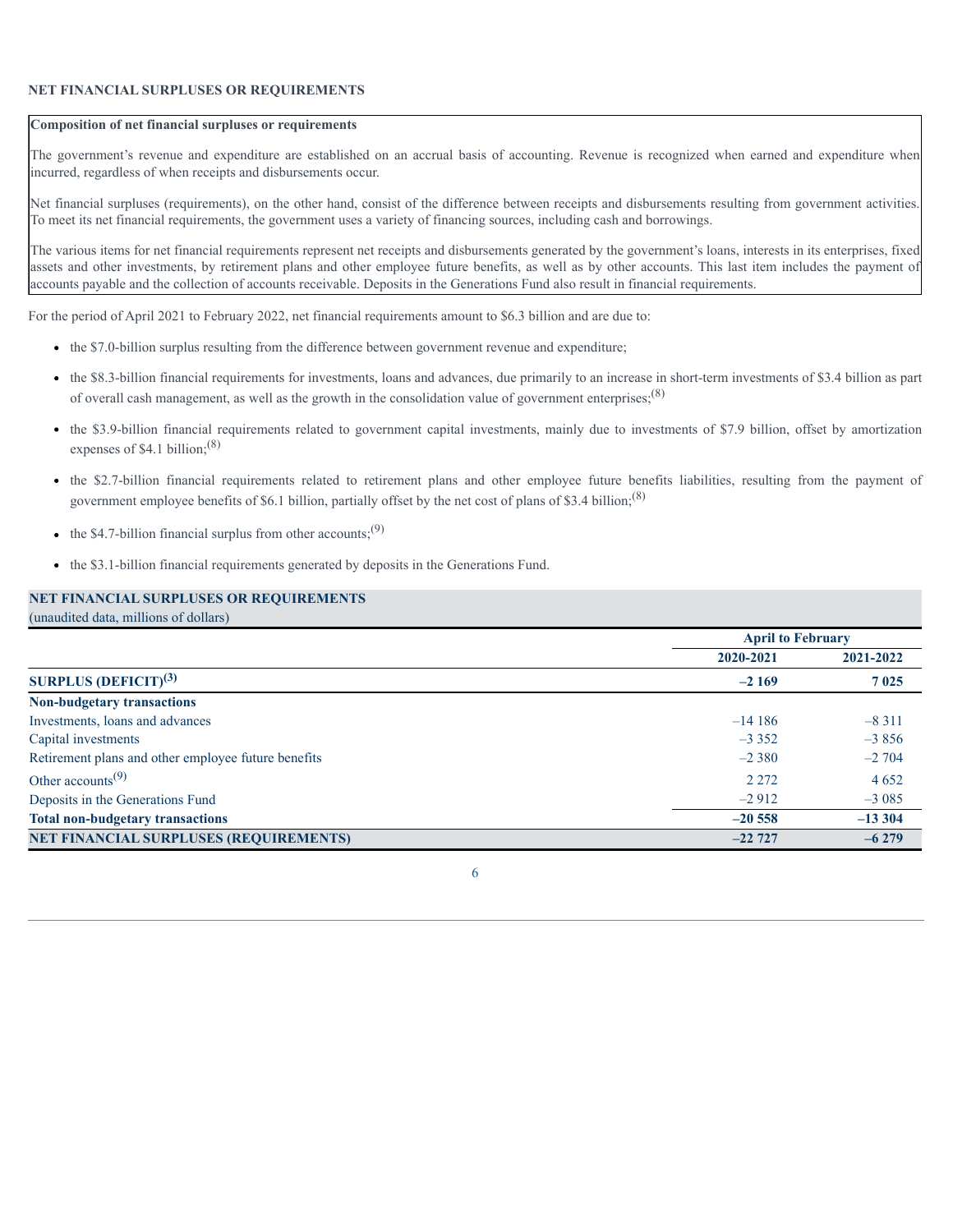## NET FINANCIAL SURPLUSES OR REQUIREMENTS

**Composition of net financial surpluses or requirements**

The government's revenue and expenditure are established on an accrual basis of accounting. Revenue is recognized when earned and expenditure when incurred, regardless of when receipts and disbursements occur.

Net financial surpluses (requirements), on the other hand, consist of the difference between receipts and disbursements resulting from government activities. To meet its net financial requirements, the government uses a variety of financing sources, including cash and borrowings.

The various items for net financial requirements represent net receipts and disbursements generated by the government's loans, interests in its enterprises, fixed assets and other investments, by retirement plans and other employee future benefits, as well as by other accounts. This last item includes the payment of accounts payable and the collection of accounts receivable. Deposits in the Generations Fund also result in financial requirements.

For the period of April 2021 to February 2022, net financial requirements amount to $6.3 billion and are due to:

- the $7.0-billion surplus resulting from the difference between government revenue and expenditure;
- the $8.3-billion financial requirements for investments, loans and advances, due primarily to an increase in short-term investments of $3.4 billion as part of overall cash management, as well as the growth in the consolidation value of government enterprises;[8]
- the $3.9-billion financial requirements related to government capital investments, mainly due to investments of $7.9 billion, offset by amortization expenses of $4.1 billion;[8]
- the $2.7-billion financial requirements related to retirement plans and other employee future benefits liabilities, resulting from the payment of government employee benefits of $6.1 billion, partially offset by the net cost of plans of $3.4 billion;[8]
- the $4.7-billion financial surplus from other accounts;[9]
- the $3.1-billion financial requirements generated by deposits in the Generations Fund.

**NET FINANCIAL SURPLUSES OR REQUIREMENTS**
(unaudited data, millions of dollars)

| | April to February | |
|---|---|---|
| | 2020-2021 | 2021-2022 |
| **SURPLUS (DEFICIT)[3]** | **–2 169** | **7 025** |
| **Non-budgetary transactions** | | |
| Investments, loans and advances | –14 186 | –8 311 |
| Capital investments | –3 352 | –3 856 |
| Retirement plans and other employee future benefits | –2 380 | –2 704 |
| Other accounts[9] | 2 272 | 4 652 |
| Deposits in the Generations Fund | –2 912 | –3 085 |
| **Total non-budgetary transactions** | **–20 558** | **–13 304** |
| **NET FINANCIAL SURPLUSES (REQUIREMENTS)** | **–22 727** | **–6 279** |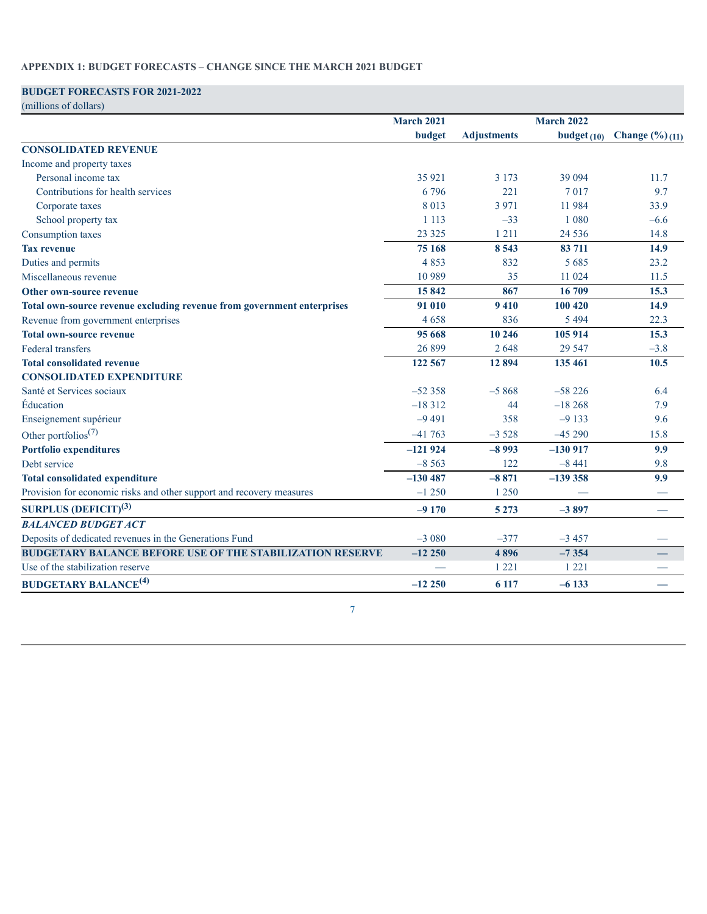### APPENDIX 1: BUDGET FORECASTS – CHANGE SINCE THE MARCH 2021 BUDGET

**BUDGET FORECASTS FOR 2021-2022**
(millions of dollars)

| | March 2021 budget | Adjustments | March 2022 budget (10) | Change (%) (11) |
|---|---|---|---|---|
| **CONSOLIDATED REVENUE** | | | | |
| Income and property taxes | | | | |
| Personal income tax | 35 921 | 3 173 | 39 094 | 11.7 |
| Contributions for health services | 6 796 | 221 | 7 017 | 9.7 |
| Corporate taxes | 8 013 | 3 971 | 11 984 | 33.9 |
| School property tax | 1 113 | –33 | 1 080 | –6.6 |
| Consumption taxes | 23 325 | 1 211 | 24 536 | 14.8 |
| **Tax revenue** | **75 168** | **8 543** | **83 711** | **14.9** |
| Duties and permits | 4 853 | 832 | 5 685 | 23.2 |
| Miscellaneous revenue | 10 989 | 35 | 11 024 | 11.5 |
| **Other own-source revenue** | **15 842** | **867** | **16 709** | **15.3** |
| **Total own-source revenue excluding revenue from government enterprises** | **91 010** | **9 410** | **100 420** | **14.9** |
| Revenue from government enterprises | 4 658 | 836 | 5 494 | 22.3 |
| **Total own-source revenue** | **95 668** | **10 246** | **105 914** | **15.3** |
| Federal transfers | 26 899 | 2 648 | 29 547 | –3.8 |
| **Total consolidated revenue** | **122 567** | **12 894** | **135 461** | **10.5** |
| **CONSOLIDATED EXPENDITURE** | | | | |
| Santé et Services sociaux | –52 358 | –5 868 | –58 226 | 6.4 |
| Éducation | –18 312 | 44 | –18 268 | 7.9 |
| Enseignement supérieur | –9 491 | 358 | –9 133 | 9.6 |
| Other portfolios[7] | –41 763 | –3 528 | –45 290 | 15.8 |
| **Portfolio expenditures** | **–121 924** | **–8 993** | **–130 917** | **9.9** |
| Debt service | –8 563 | 122 | –8 441 | 9.8 |
| **Total consolidated expenditure** | **–130 487** | **–8 871** | **–139 358** | **9.9** |
| Provision for economic risks and other support and recovery measures | –1 250 | 1 250 | — | — |
| **SURPLUS (DEFICIT)[3]** | **–9 170** | **5 273** | **–3 897** | **—** |
| ***BALANCED BUDGET ACT*** | | | | |
| Deposits of dedicated revenues in the Generations Fund | –3 080 | –377 | –3 457 | — |
| **BUDGETARY BALANCE BEFORE USE OF THE STABILIZATION RESERVE** | **–12 250** | **4 896** | **–7 354** | **—** |
| Use of the stabilization reserve | — | 1 221 | 1 221 | — |
| **BUDGETARY BALANCE[4]** | **–12 250** | **6 117** | **–6 133** | **—** |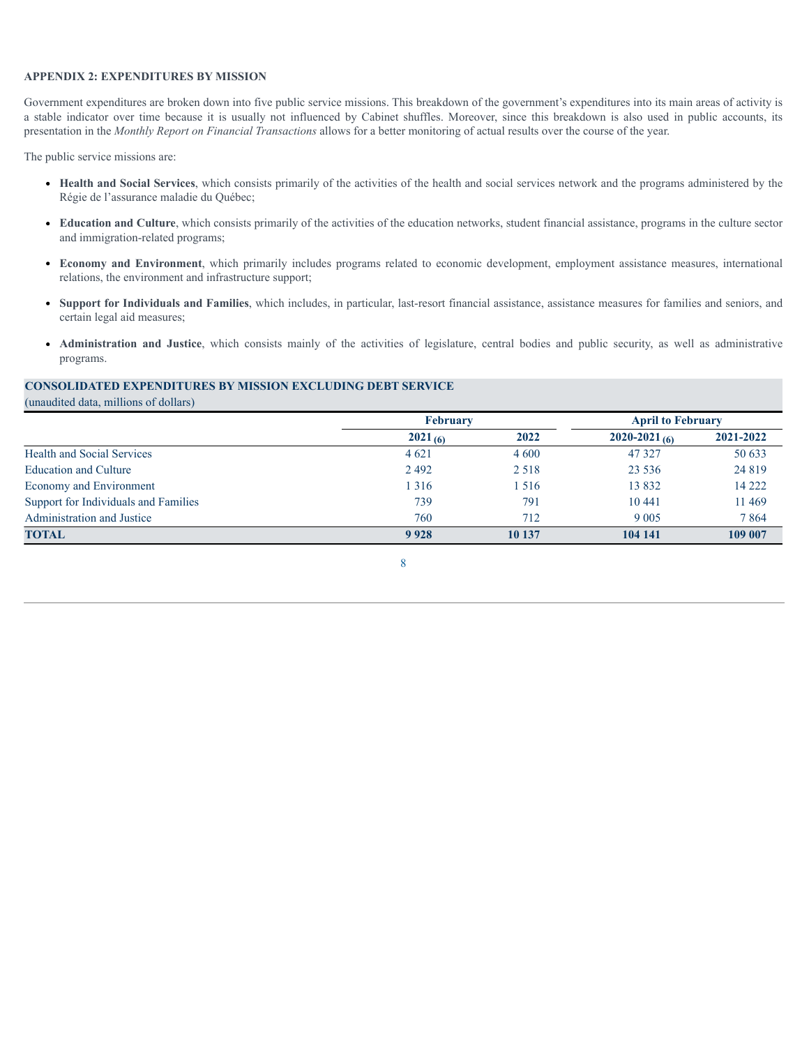## APPENDIX 2: EXPENDITURES BY MISSION

Government expenditures are broken down into five public service missions. This breakdown of the government's expenditures into its main areas of activity is a stable indicator over time because it is usually not influenced by Cabinet shuffles. Moreover, since this breakdown is also used in public accounts, its presentation in the *Monthly Report on Financial Transactions* allows for a better monitoring of actual results over the course of the year.

The public service missions are:

- **Health and Social Services**, which consists primarily of the activities of the health and social services network and the programs administered by the Régie de l'assurance maladie du Québec;
- **Education and Culture**, which consists primarily of the activities of the education networks, student financial assistance, programs in the culture sector and immigration-related programs;
- **Economy and Environment**, which primarily includes programs related to economic development, employment assistance measures, international relations, the environment and infrastructure support;
- **Support for Individuals and Families**, which includes, in particular, last-resort financial assistance, assistance measures for families and seniors, and certain legal aid measures;
- **Administration and Justice**, which consists mainly of the activities of legislature, central bodies and public security, as well as administrative programs.

**CONSOLIDATED EXPENDITURES BY MISSION EXCLUDING DEBT SERVICE**
(unaudited data, millions of dollars)

| | February | | April to February | |
|---|---|---|---|---|
| | 2021 (6) | 2022 | 2020-2021 (6) | 2021-2022 |
| Health and Social Services | 4 621 | 4 600 | 47 327 | 50 633 |
| Education and Culture | 2 492 | 2 518 | 23 536 | 24 819 |
| Economy and Environment | 1 316 | 1 516 | 13 832 | 14 222 |
| Support for Individuals and Families | 739 | 791 | 10 441 | 11 469 |
| Administration and Justice | 760 | 712 | 9 005 | 7 864 |
| **TOTAL** | **9 928** | **10 137** | **104 141** | **109 007** |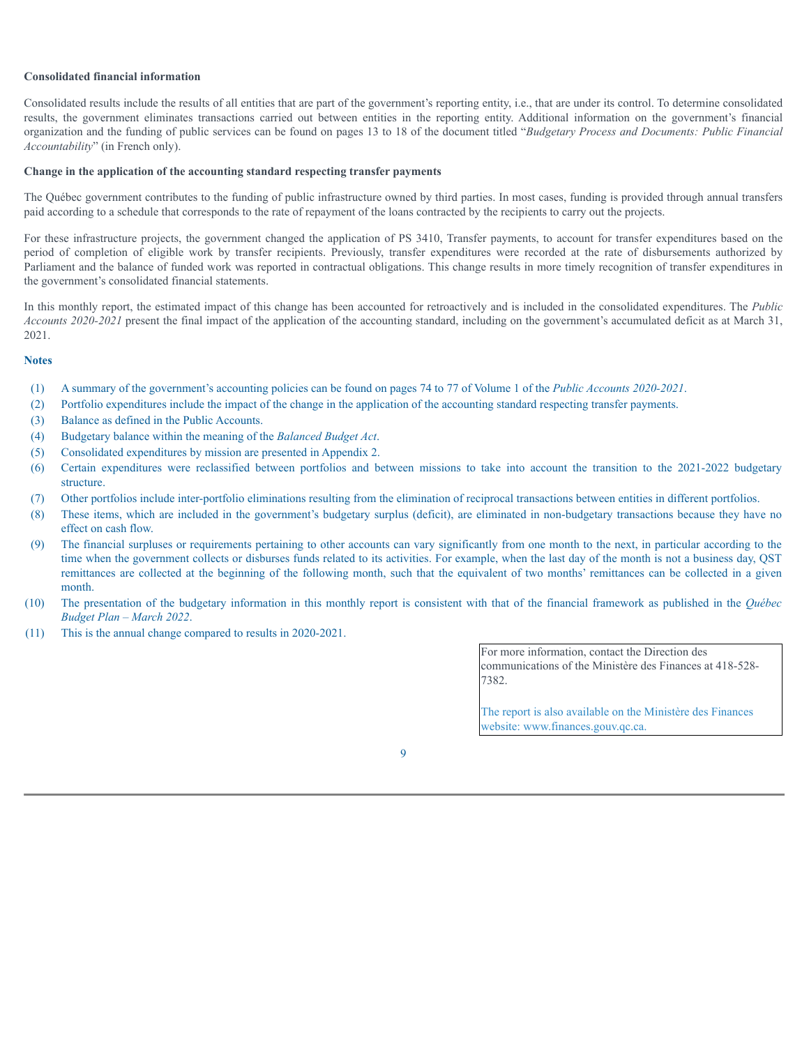**Consolidated financial information**

Consolidated results include the results of all entities that are part of the government's reporting entity, i.e., that are under its control. To determine consolidated results, the government eliminates transactions carried out between entities in the reporting entity. Additional information on the government's financial organization and the funding of public services can be found on pages 13 to 18 of the document titled "*Budgetary Process and Documents: Public Financial Accountability*" (in French only).

**Change in the application of the accounting standard respecting transfer payments**

The Québec government contributes to the funding of public infrastructure owned by third parties. In most cases, funding is provided through annual transfers paid according to a schedule that corresponds to the rate of repayment of the loans contracted by the recipients to carry out the projects.

For these infrastructure projects, the government changed the application of PS 3410, Transfer payments, to account for transfer expenditures based on the period of completion of eligible work by transfer recipients. Previously, transfer expenditures were recorded at the rate of disbursements authorized by Parliament and the balance of funded work was reported in contractual obligations. This change results in more timely recognition of transfer expenditures in the government's consolidated financial statements.

In this monthly report, the estimated impact of this change has been accounted for retroactively and is included in the consolidated expenditures. The *Public Accounts 2020-2021* present the final impact of the application of the accounting standard, including on the government's accumulated deficit as at March 31, 2021.

**Notes**

(1) A summary of the government's accounting policies can be found on pages 74 to 77 of Volume 1 of the *Public Accounts 2020-2021*.

(2) Portfolio expenditures include the impact of the change in the application of the accounting standard respecting transfer payments.

(3) Balance as defined in the Public Accounts.

(4) Budgetary balance within the meaning of the *Balanced Budget Act*.

(5) Consolidated expenditures by mission are presented in Appendix 2.

(6) Certain expenditures were reclassified between portfolios and between missions to take into account the transition to the 2021-2022 budgetary structure.

(7) Other portfolios include inter-portfolio eliminations resulting from the elimination of reciprocal transactions between entities in different portfolios.

(8) These items, which are included in the government's budgetary surplus (deficit), are eliminated in non-budgetary transactions because they have no effect on cash flow.

(9) The financial surpluses or requirements pertaining to other accounts can vary significantly from one month to the next, in particular according to the time when the government collects or disburses funds related to its activities. For example, when the last day of the month is not a business day, QST remittances are collected at the beginning of the following month, such that the equivalent of two months' remittances can be collected in a given month.

(10) The presentation of the budgetary information in this monthly report is consistent with that of the financial framework as published in the *Québec Budget Plan – March 2022*.

(11) This is the annual change compared to results in 2020-2021.

For more information, contact the Direction des communications of the Ministère des Finances at 418-528-7382.

The report is also available on the Ministère des Finances website: www.finances.gouv.qc.ca.